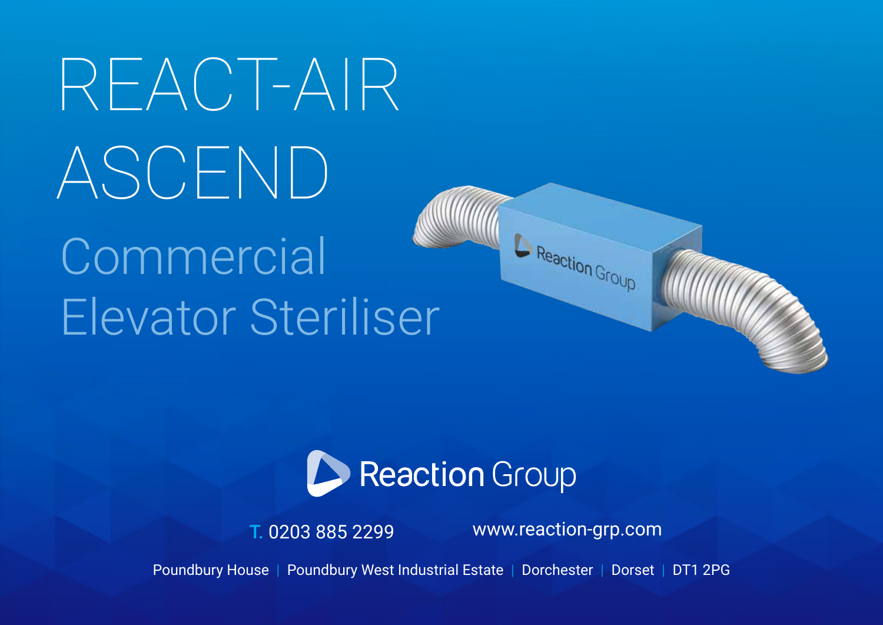# REACT-AIR ASCEND

## Commercial Elevator Steriliser

Reaction Group

T. 0203 885 2299 www.reaction-grp.com

Poundbury House | Poundbury West Industrial Estate | Dorchester | Dorset | DT1 2PG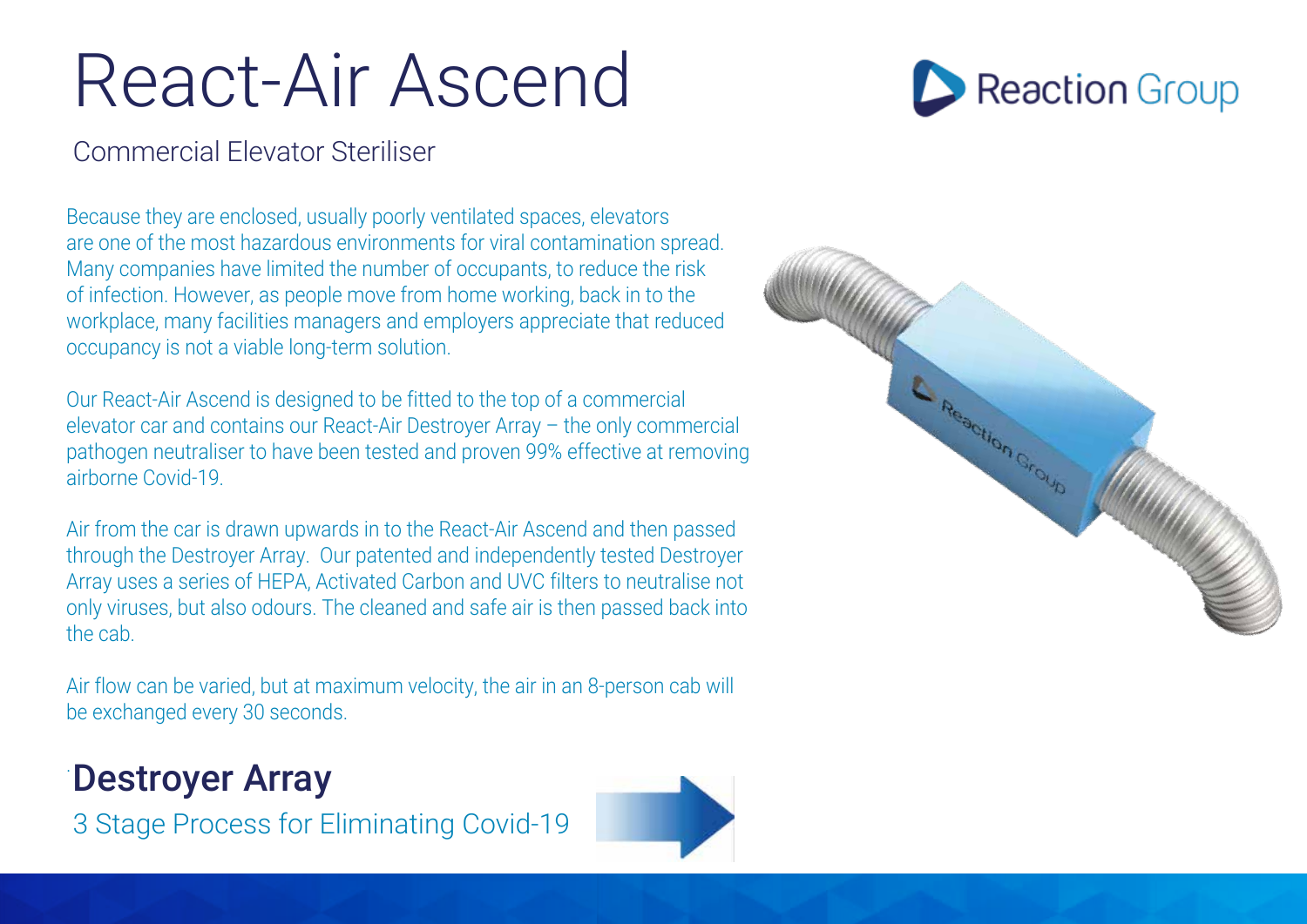# React-Air Ascend

Commercial Elevator Steriliser

Because they are enclosed, usually poorly ventilated spaces, elevators are one of the most hazardous environments for viral contamination spread. Many companies have limited the number of occupants, to reduce the risk of infection. However, as people move from home working, back in to the workplace, many facilities managers and employers appreciate that reduced occupancy is not a viable long-term solution.

Our React-Air Ascend is designed to be fitted to the top of a commercial elevator car and contains our React-Air Destroyer Array – the only commercial pathogen neutraliser to have been tested and proven 99% effective at removing airborne Covid-19.

Air from the car is drawn upwards in to the React-Air Ascend and then passed through the Destroyer Array. Our patented and independently tested Destroyer Array uses a series of HEPA, Activated Carbon and UVC filters to neutralise not only viruses, but also odours. The cleaned and safe air is then passed back into the cab.

Air flow can be varied, but at maximum velocity, the air in an 8-person cab will be exchanged every 30 seconds.

## Destroyer Array

3 Stage Process for Eliminating Covid-19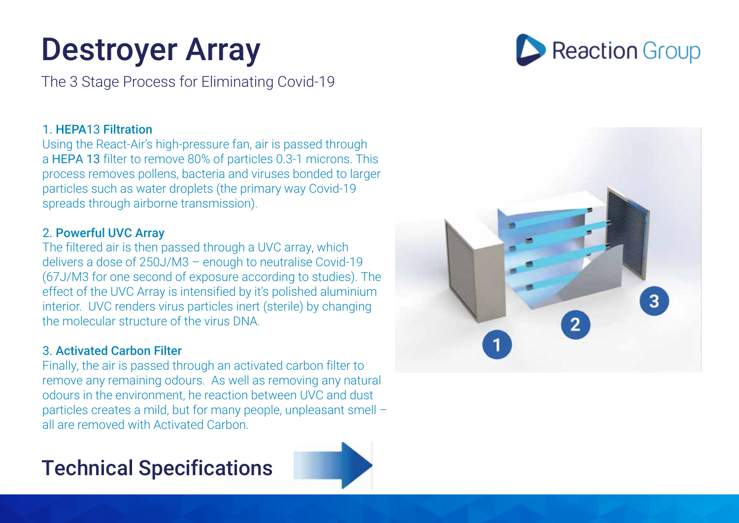# Destroyer Array

The 3 Stage Process for Eliminating Covid-19

### 1. HEPA13 Filtration

Using the React-Air's high-pressure fan, air is passed through a HEPA 13 filter to remove 80% of particles 0.3-1 microns. This process removes pollens, bacteria and viruses bonded to larger particles such as water droplets (the primary way Covid-19 spreads through airborne transmission).

### 2. Powerful UVC Array

The filtered air is then passed through a UVC array, which delivers a dose of 250J/M3 – enough to neutralise Covid-19 (67J/M3 for one second of exposure according to studies). The effect of the UVC Array is intensified by it's polished aluminium interior. UVC renders virus particles inert (sterile) by changing the molecular structure of the virus DNA.

### 3. Activated Carbon Filter

Finally, the air is passed through an activated carbon filter to remove any remaining odours. As well as removing any natural odours in the environment, he reaction between UVC and dust particles creates a mild, but for many people, unpleasant smell – all are removed with Activated Carbon.

## Technical Specifications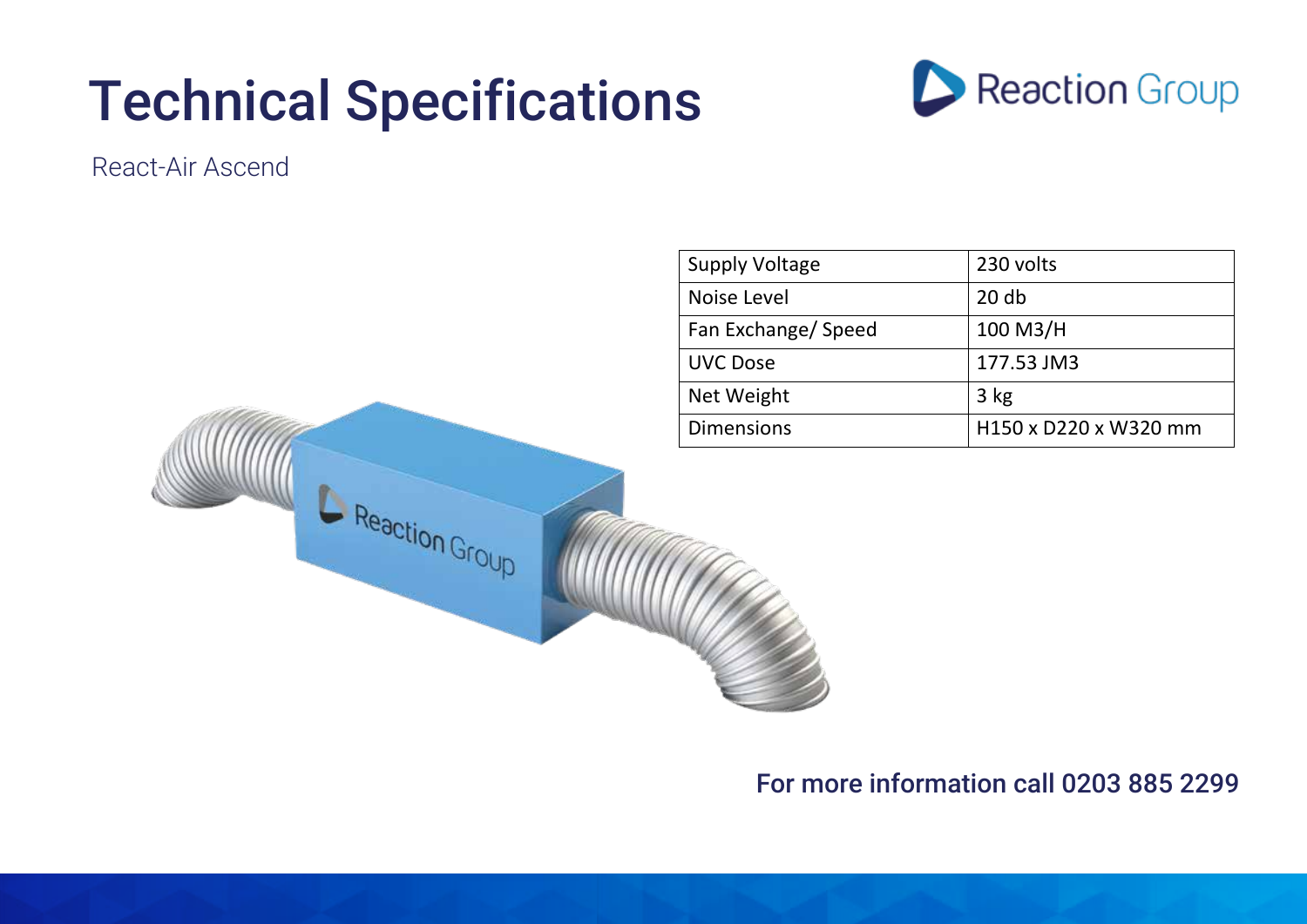# Technical Specifications

React-Air Ascend

| Supply Voltage | 230 volts |
|---|---|
| Noise Level | 20 db |
| Fan Exchange/ Speed | 100 M3/H |
| UVC Dose | 177.53 JM3 |
| Net Weight | 3 kg |
| Dimensions | H150 x D220 x W320 mm |

For more information call 0203 885 2299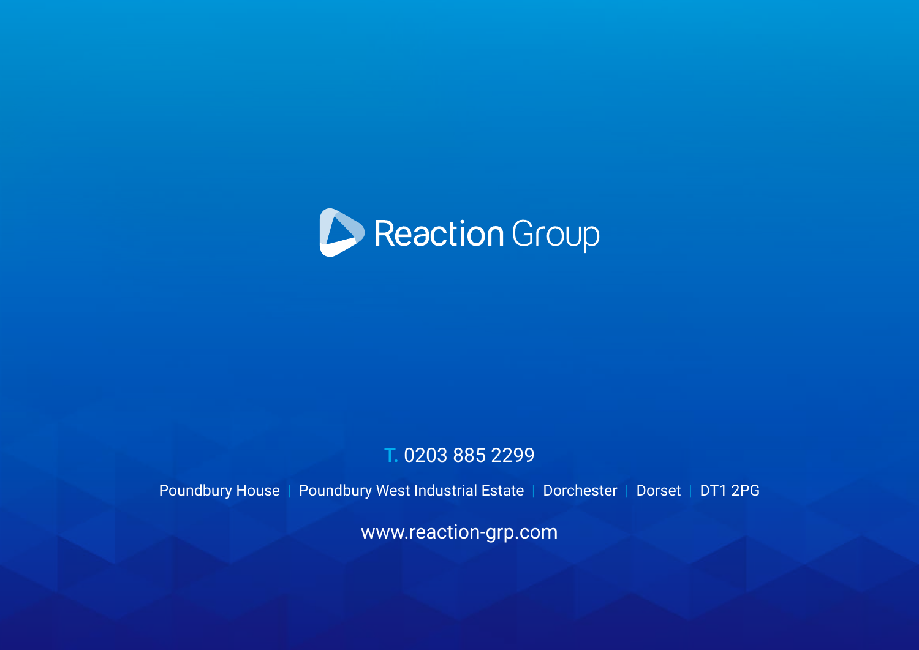Reaction Group

T. 0203 885 2299

Poundbury House | Poundbury West Industrial Estate | Dorchester | Dorset | DT1 2PG

www.reaction-grp.com